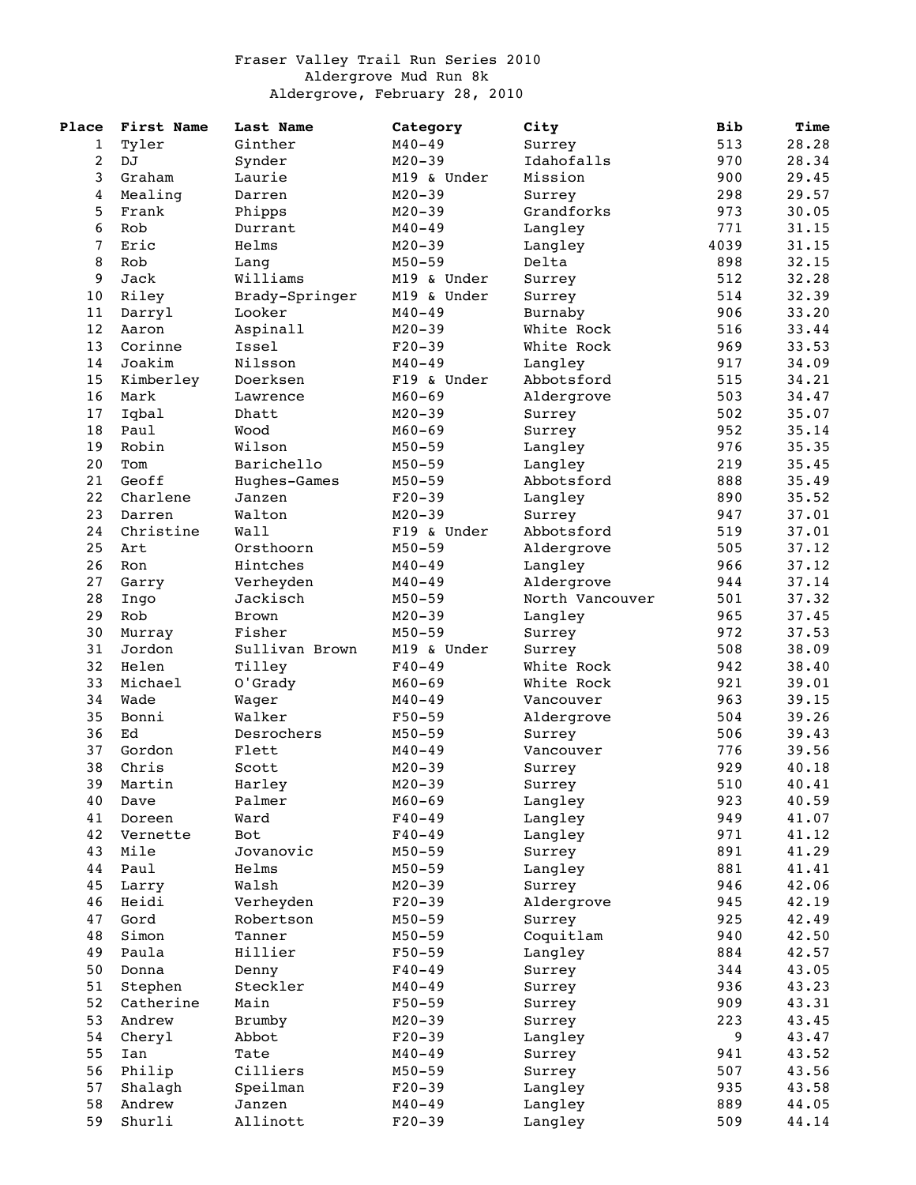# Fraser Valley Trail Run Series 2010

## Aldergrove Mud Run 8k

Aldergrove, February 28, 2010

| Place | First Name | Last Name | Category | City | Bib | Time |
|---|---|---|---|---|---|---|
| 1 | Tyler | Ginther | M40-49 | Surrey | 513 | 28.28 |
| 2 | DJ | Synder | M20-39 | Idahofalls | 970 | 28.34 |
| 3 | Graham | Laurie | M19 & Under | Mission | 900 | 29.45 |
| 4 | Mealing | Darren | M20-39 | Surrey | 298 | 29.57 |
| 5 | Frank | Phipps | M20-39 | Grandforks | 973 | 30.05 |
| 6 | Rob | Durrant | M40-49 | Langley | 771 | 31.15 |
| 7 | Eric | Helms | M20-39 | Langley | 4039 | 31.15 |
| 8 | Rob | Lang | M50-59 | Delta | 898 | 32.15 |
| 9 | Jack | Williams | M19 & Under | Surrey | 512 | 32.28 |
| 10 | Riley | Brady-Springer | M19 & Under | Surrey | 514 | 32.39 |
| 11 | Darryl | Looker | M40-49 | Burnaby | 906 | 33.20 |
| 12 | Aaron | Aspinall | M20-39 | White Rock | 516 | 33.44 |
| 13 | Corinne | Issel | F20-39 | White Rock | 969 | 33.53 |
| 14 | Joakim | Nilsson | M40-49 | Langley | 917 | 34.09 |
| 15 | Kimberley | Doerksen | F19 & Under | Abbotsford | 515 | 34.21 |
| 16 | Mark | Lawrence | M60-69 | Aldergrove | 503 | 34.47 |
| 17 | Iqbal | Dhatt | M20-39 | Surrey | 502 | 35.07 |
| 18 | Paul | Wood | M60-69 | Surrey | 952 | 35.14 |
| 19 | Robin | Wilson | M50-59 | Langley | 976 | 35.35 |
| 20 | Tom | Barichello | M50-59 | Langley | 219 | 35.45 |
| 21 | Geoff | Hughes-Games | M50-59 | Abbotsford | 888 | 35.49 |
| 22 | Charlene | Janzen | F20-39 | Langley | 890 | 35.52 |
| 23 | Darren | Walton | M20-39 | Surrey | 947 | 37.01 |
| 24 | Christine | Wall | F19 & Under | Abbotsford | 519 | 37.01 |
| 25 | Art | Orsthoorn | M50-59 | Aldergrove | 505 | 37.12 |
| 26 | Ron | Hintches | M40-49 | Langley | 966 | 37.12 |
| 27 | Garry | Verheyden | M40-49 | Aldergrove | 944 | 37.14 |
| 28 | Ingo | Jackisch | M50-59 | North Vancouver | 501 | 37.32 |
| 29 | Rob | Brown | M20-39 | Langley | 965 | 37.45 |
| 30 | Murray | Fisher | M50-59 | Surrey | 972 | 37.53 |
| 31 | Jordon | Sullivan Brown | M19 & Under | Surrey | 508 | 38.09 |
| 32 | Helen | Tilley | F40-49 | White Rock | 942 | 38.40 |
| 33 | Michael | O'Grady | M60-69 | White Rock | 921 | 39.01 |
| 34 | Wade | Wager | M40-49 | Vancouver | 963 | 39.15 |
| 35 | Bonni | Walker | F50-59 | Aldergrove | 504 | 39.26 |
| 36 | Ed | Desrochers | M50-59 | Surrey | 506 | 39.43 |
| 37 | Gordon | Flett | M40-49 | Vancouver | 776 | 39.56 |
| 38 | Chris | Scott | M20-39 | Surrey | 929 | 40.18 |
| 39 | Martin | Harley | M20-39 | Surrey | 510 | 40.41 |
| 40 | Dave | Palmer | M60-69 | Langley | 923 | 40.59 |
| 41 | Doreen | Ward | F40-49 | Langley | 949 | 41.07 |
| 42 | Vernette | Bot | F40-49 | Langley | 971 | 41.12 |
| 43 | Mile | Jovanovic | M50-59 | Surrey | 891 | 41.29 |
| 44 | Paul | Helms | M50-59 | Langley | 881 | 41.41 |
| 45 | Larry | Walsh | M20-39 | Surrey | 946 | 42.06 |
| 46 | Heidi | Verheyden | F20-39 | Aldergrove | 945 | 42.19 |
| 47 | Gord | Robertson | M50-59 | Surrey | 925 | 42.49 |
| 48 | Simon | Tanner | M50-59 | Coquitlam | 940 | 42.50 |
| 49 | Paula | Hillier | F50-59 | Langley | 884 | 42.57 |
| 50 | Donna | Denny | F40-49 | Surrey | 344 | 43.05 |
| 51 | Stephen | Steckler | M40-49 | Surrey | 936 | 43.23 |
| 52 | Catherine | Main | F50-59 | Surrey | 909 | 43.31 |
| 53 | Andrew | Brumby | M20-39 | Surrey | 223 | 43.45 |
| 54 | Cheryl | Abbot | F20-39 | Langley | 9 | 43.47 |
| 55 | Ian | Tate | M40-49 | Surrey | 941 | 43.52 |
| 56 | Philip | Cilliers | M50-59 | Surrey | 507 | 43.56 |
| 57 | Shalagh | Speilman | F20-39 | Langley | 935 | 43.58 |
| 58 | Andrew | Janzen | M40-49 | Langley | 889 | 44.05 |
| 59 | Shurli | Allinott | F20-39 | Langley | 509 | 44.14 |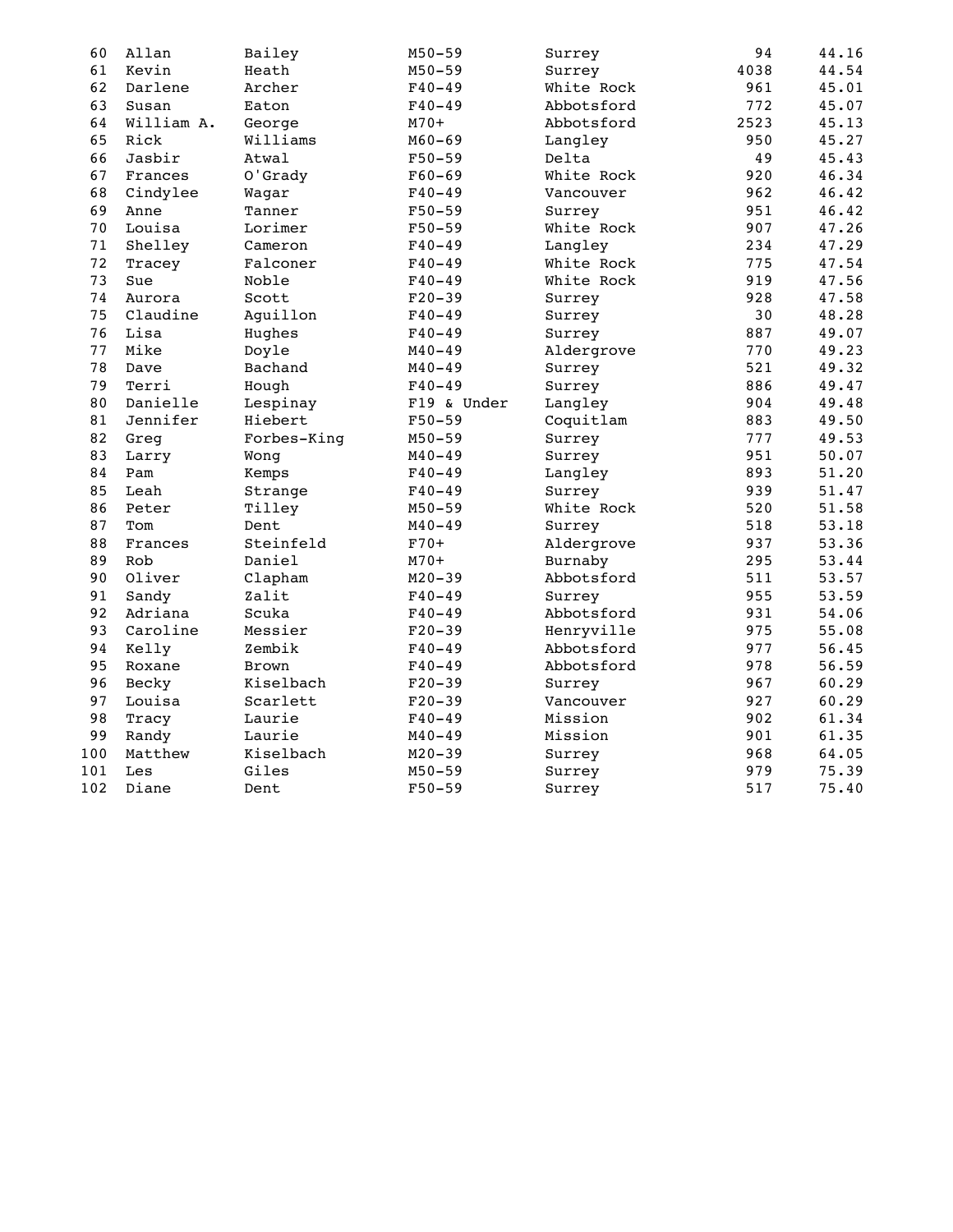| | | | | | | |
|---|---|---|---|---|---|---|
| 60 | Allan | Bailey | M50-59 | Surrey | 94 | 44.16 |
| 61 | Kevin | Heath | M50-59 | Surrey | 4038 | 44.54 |
| 62 | Darlene | Archer | F40-49 | White Rock | 961 | 45.01 |
| 63 | Susan | Eaton | F40-49 | Abbotsford | 772 | 45.07 |
| 64 | William A. | George | M70+ | Abbotsford | 2523 | 45.13 |
| 65 | Rick | Williams | M60-69 | Langley | 950 | 45.27 |
| 66 | Jasbir | Atwal | F50-59 | Delta | 49 | 45.43 |
| 67 | Frances | O'Grady | F60-69 | White Rock | 920 | 46.34 |
| 68 | Cindylee | Wagar | F40-49 | Vancouver | 962 | 46.42 |
| 69 | Anne | Tanner | F50-59 | Surrey | 951 | 46.42 |
| 70 | Louisa | Lorimer | F50-59 | White Rock | 907 | 47.26 |
| 71 | Shelley | Cameron | F40-49 | Langley | 234 | 47.29 |
| 72 | Tracey | Falconer | F40-49 | White Rock | 775 | 47.54 |
| 73 | Sue | Noble | F40-49 | White Rock | 919 | 47.56 |
| 74 | Aurora | Scott | F20-39 | Surrey | 928 | 47.58 |
| 75 | Claudine | Aguillon | F40-49 | Surrey | 30 | 48.28 |
| 76 | Lisa | Hughes | F40-49 | Surrey | 887 | 49.07 |
| 77 | Mike | Doyle | M40-49 | Aldergrove | 770 | 49.23 |
| 78 | Dave | Bachand | M40-49 | Surrey | 521 | 49.32 |
| 79 | Terri | Hough | F40-49 | Surrey | 886 | 49.47 |
| 80 | Danielle | Lespinay | F19 & Under | Langley | 904 | 49.48 |
| 81 | Jennifer | Hiebert | F50-59 | Coquitlam | 883 | 49.50 |
| 82 | Greg | Forbes-King | M50-59 | Surrey | 777 | 49.53 |
| 83 | Larry | Wong | M40-49 | Surrey | 951 | 50.07 |
| 84 | Pam | Kemps | F40-49 | Langley | 893 | 51.20 |
| 85 | Leah | Strange | F40-49 | Surrey | 939 | 51.47 |
| 86 | Peter | Tilley | M50-59 | White Rock | 520 | 51.58 |
| 87 | Tom | Dent | M40-49 | Surrey | 518 | 53.18 |
| 88 | Frances | Steinfeld | F70+ | Aldergrove | 937 | 53.36 |
| 89 | Rob | Daniel | M70+ | Burnaby | 295 | 53.44 |
| 90 | Oliver | Clapham | M20-39 | Abbotsford | 511 | 53.57 |
| 91 | Sandy | Zalit | F40-49 | Surrey | 955 | 53.59 |
| 92 | Adriana | Scuka | F40-49 | Abbotsford | 931 | 54.06 |
| 93 | Caroline | Messier | F20-39 | Henryville | 975 | 55.08 |
| 94 | Kelly | Zembik | F40-49 | Abbotsford | 977 | 56.45 |
| 95 | Roxane | Brown | F40-49 | Abbotsford | 978 | 56.59 |
| 96 | Becky | Kiselbach | F20-39 | Surrey | 967 | 60.29 |
| 97 | Louisa | Scarlett | F20-39 | Vancouver | 927 | 60.29 |
| 98 | Tracy | Laurie | F40-49 | Mission | 902 | 61.34 |
| 99 | Randy | Laurie | M40-49 | Mission | 901 | 61.35 |
| 100 | Matthew | Kiselbach | M20-39 | Surrey | 968 | 64.05 |
| 101 | Les | Giles | M50-59 | Surrey | 979 | 75.39 |
| 102 | Diane | Dent | F50-59 | Surrey | 517 | 75.40 |